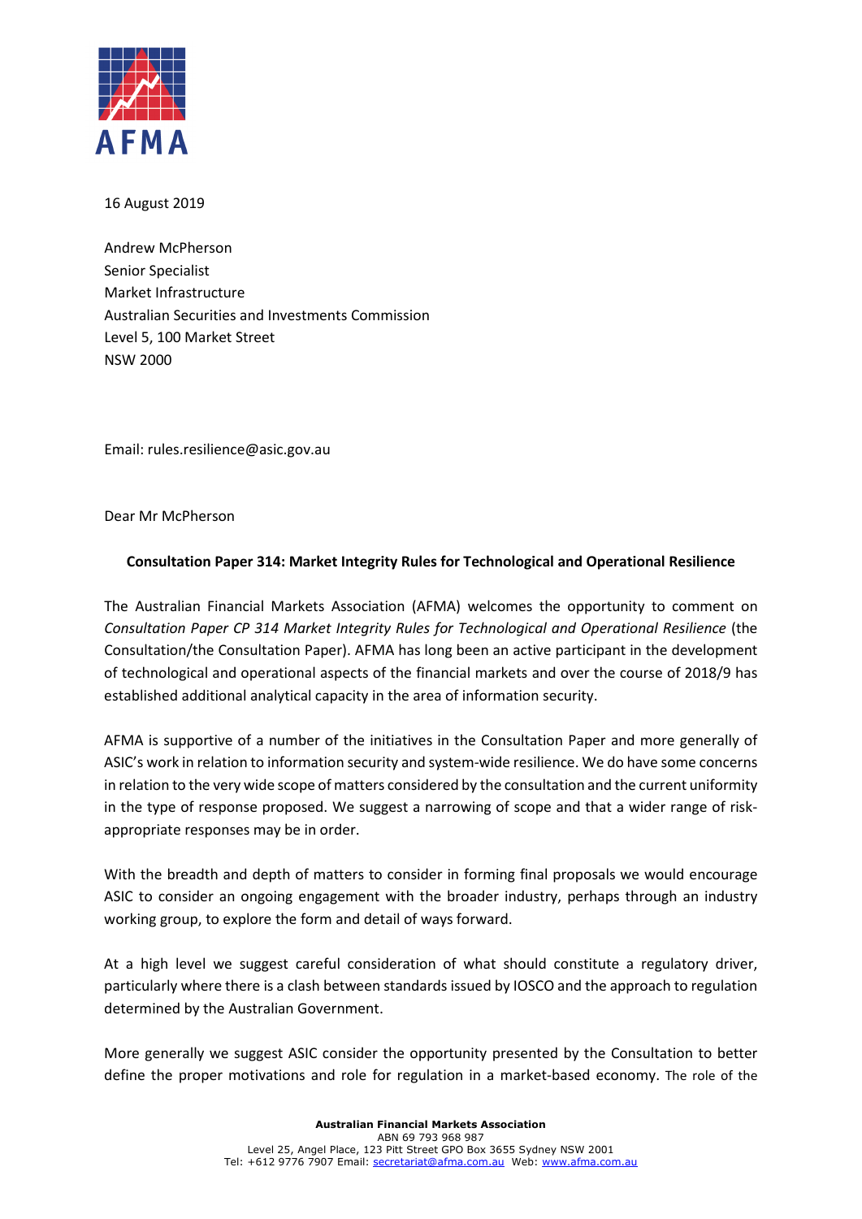16 August 2019

Andrew McPherson
Senior Specialist
Market Infrastructure
Australian Securities and Investments Commission
Level 5, 100 Market Street
NSW 2000

Email: rules.resilience@asic.gov.au

Dear Mr McPherson

**Consultation Paper 314: Market Integrity Rules for Technological and Operational Resilience**

The Australian Financial Markets Association (AFMA) welcomes the opportunity to comment on *Consultation Paper CP 314 Market Integrity Rules for Technological and Operational Resilience* (the Consultation/the Consultation Paper). AFMA has long been an active participant in the development of technological and operational aspects of the financial markets and over the course of 2018/9 has established additional analytical capacity in the area of information security.

AFMA is supportive of a number of the initiatives in the Consultation Paper and more generally of ASIC's work in relation to information security and system-wide resilience. We do have some concerns in relation to the very wide scope of matters considered by the consultation and the current uniformity in the type of response proposed. We suggest a narrowing of scope and that a wider range of risk-appropriate responses may be in order.

With the breadth and depth of matters to consider in forming final proposals we would encourage ASIC to consider an ongoing engagement with the broader industry, perhaps through an industry working group, to explore the form and detail of ways forward.

At a high level we suggest careful consideration of what should constitute a regulatory driver, particularly where there is a clash between standards issued by IOSCO and the approach to regulation determined by the Australian Government.

More generally we suggest ASIC consider the opportunity presented by the Consultation to better define the proper motivations and role for regulation in a market-based economy. The role of the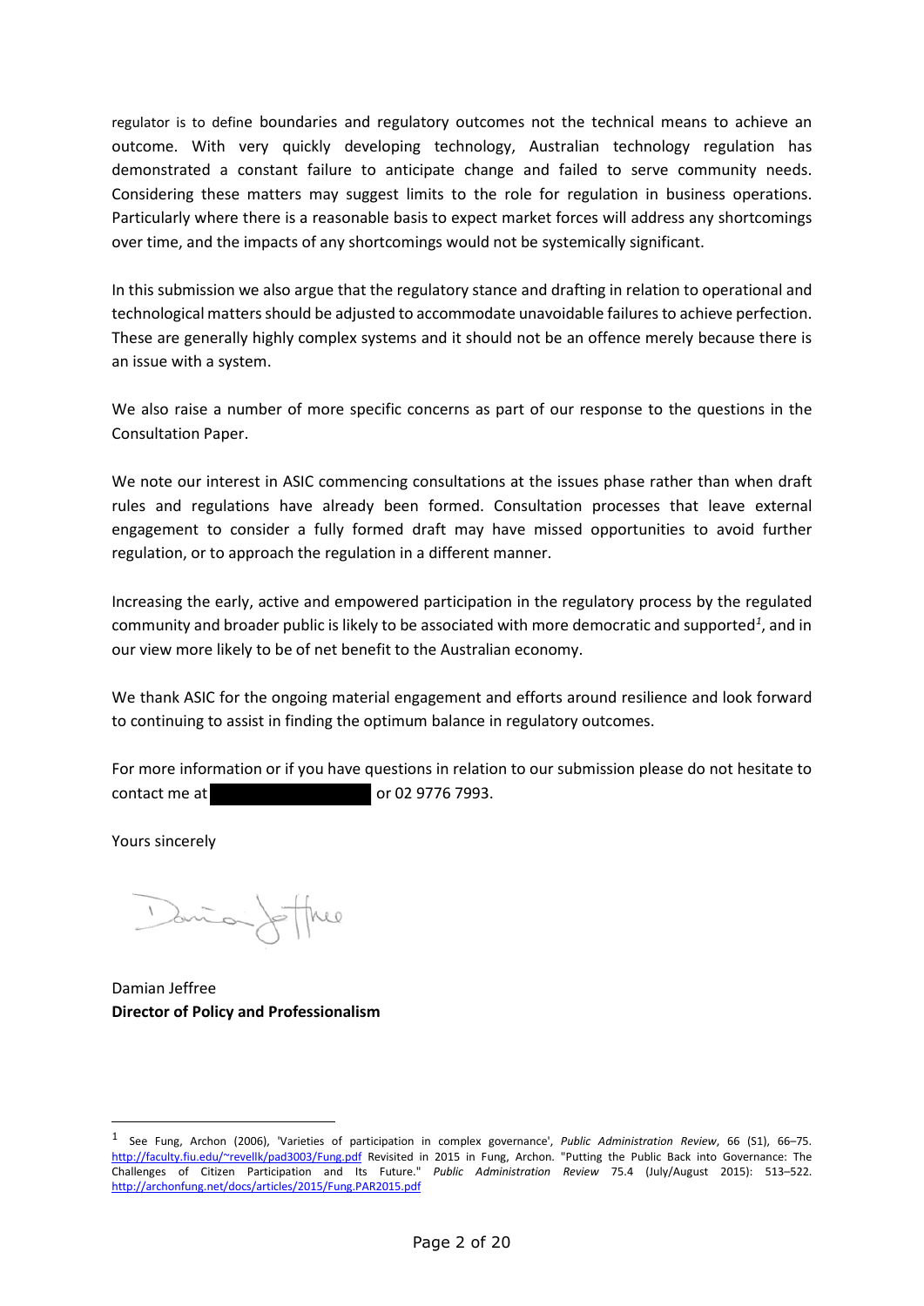regulator is to define boundaries and regulatory outcomes not the technical means to achieve an outcome. With very quickly developing technology, Australian technology regulation has demonstrated a constant failure to anticipate change and failed to serve community needs. Considering these matters may suggest limits to the role for regulation in business operations. Particularly where there is a reasonable basis to expect market forces will address any shortcomings over time, and the impacts of any shortcomings would not be systemically significant.

In this submission we also argue that the regulatory stance and drafting in relation to operational and technological matters should be adjusted to accommodate unavoidable failures to achieve perfection. These are generally highly complex systems and it should not be an offence merely because there is an issue with a system.

We also raise a number of more specific concerns as part of our response to the questions in the Consultation Paper.

We note our interest in ASIC commencing consultations at the issues phase rather than when draft rules and regulations have already been formed. Consultation processes that leave external engagement to consider a fully formed draft may have missed opportunities to avoid further regulation, or to approach the regulation in a different manner.

Increasing the early, active and empowered participation in the regulatory process by the regulated community and broader public is likely to be associated with more democratic and supported[1], and in our view more likely to be of net benefit to the Australian economy.

We thank ASIC for the ongoing material engagement and efforts around resilience and look forward to continuing to assist in finding the optimum balance in regulatory outcomes.

For more information or if you have questions in relation to our submission please do not hesitate to contact me at [redacted] or 02 9776 7993.

Yours sincerely

Damian Jeffree
**Director of Policy and Professionalism**

---

[1] See Fung, Archon (2006), 'Varieties of participation in complex governance', *Public Administration Review*, 66 (S1), 66–75. http://faculty.fiu.edu/~revellk/pad3003/Fung.pdf Revisited in 2015 in Fung, Archon. "Putting the Public Back into Governance: The Challenges of Citizen Participation and Its Future." *Public Administration Review* 75.4 (July/August 2015): 513–522. http://archonfung.net/docs/articles/2015/Fung.PAR2015.pdf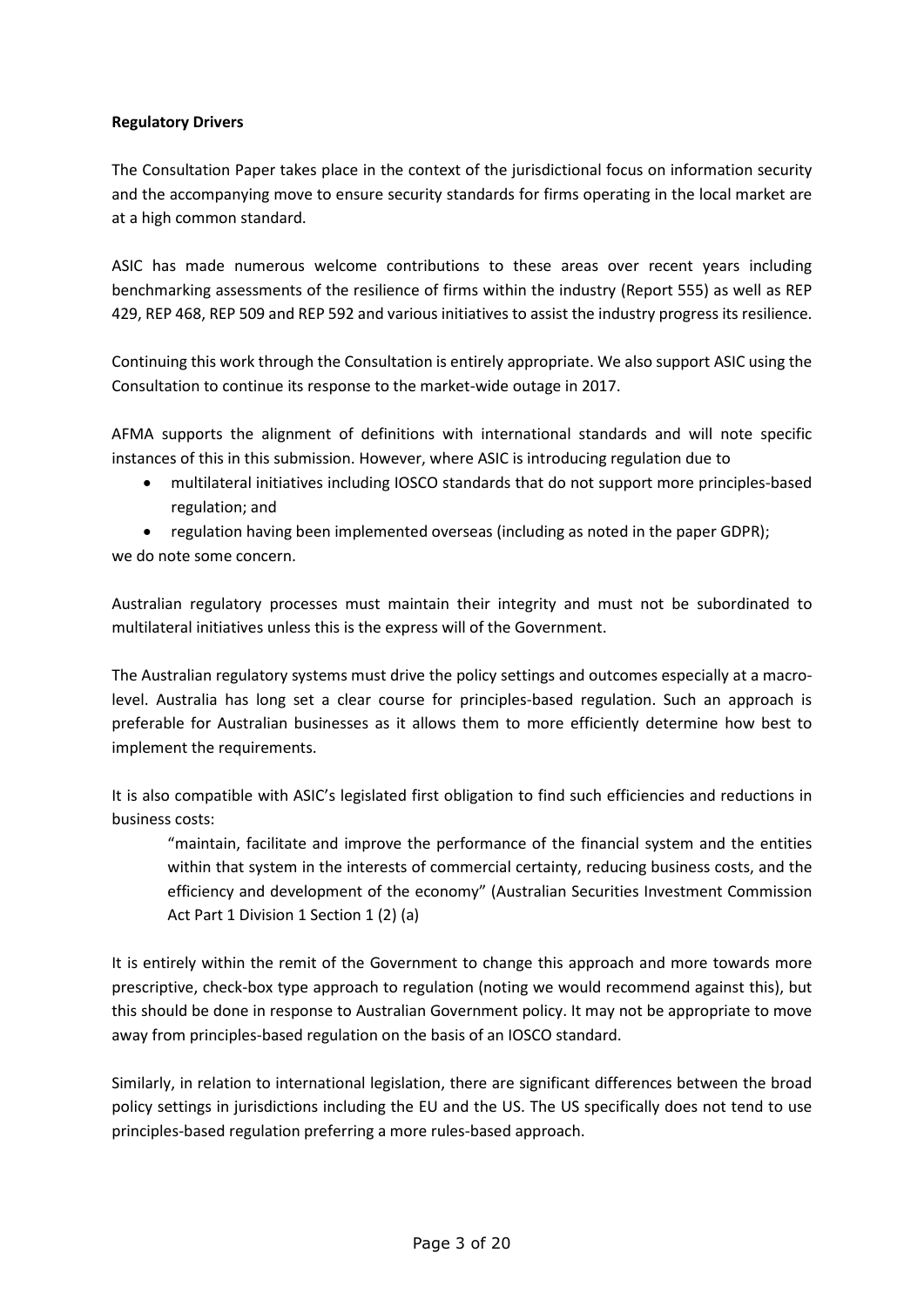**Regulatory Drivers**

The Consultation Paper takes place in the context of the jurisdictional focus on information security and the accompanying move to ensure security standards for firms operating in the local market are at a high common standard.

ASIC has made numerous welcome contributions to these areas over recent years including benchmarking assessments of the resilience of firms within the industry (Report 555) as well as REP 429, REP 468, REP 509 and REP 592 and various initiatives to assist the industry progress its resilience.

Continuing this work through the Consultation is entirely appropriate. We also support ASIC using the Consultation to continue its response to the market-wide outage in 2017.

AFMA supports the alignment of definitions with international standards and will note specific instances of this in this submission. However, where ASIC is introducing regulation due to

- multilateral initiatives including IOSCO standards that do not support more principles-based regulation; and
- regulation having been implemented overseas (including as noted in the paper GDPR);

we do note some concern.

Australian regulatory processes must maintain their integrity and must not be subordinated to multilateral initiatives unless this is the express will of the Government.

The Australian regulatory systems must drive the policy settings and outcomes especially at a macro-level. Australia has long set a clear course for principles-based regulation. Such an approach is preferable for Australian businesses as it allows them to more efficiently determine how best to implement the requirements.

It is also compatible with ASIC's legislated first obligation to find such efficiencies and reductions in business costs:

> "maintain, facilitate and improve the performance of the financial system and the entities within that system in the interests of commercial certainty, reducing business costs, and the efficiency and development of the economy" (Australian Securities Investment Commission Act Part 1 Division 1 Section 1 (2) (a)

It is entirely within the remit of the Government to change this approach and more towards more prescriptive, check-box type approach to regulation (noting we would recommend against this), but this should be done in response to Australian Government policy. It may not be appropriate to move away from principles-based regulation on the basis of an IOSCO standard.

Similarly, in relation to international legislation, there are significant differences between the broad policy settings in jurisdictions including the EU and the US. The US specifically does not tend to use principles-based regulation preferring a more rules-based approach.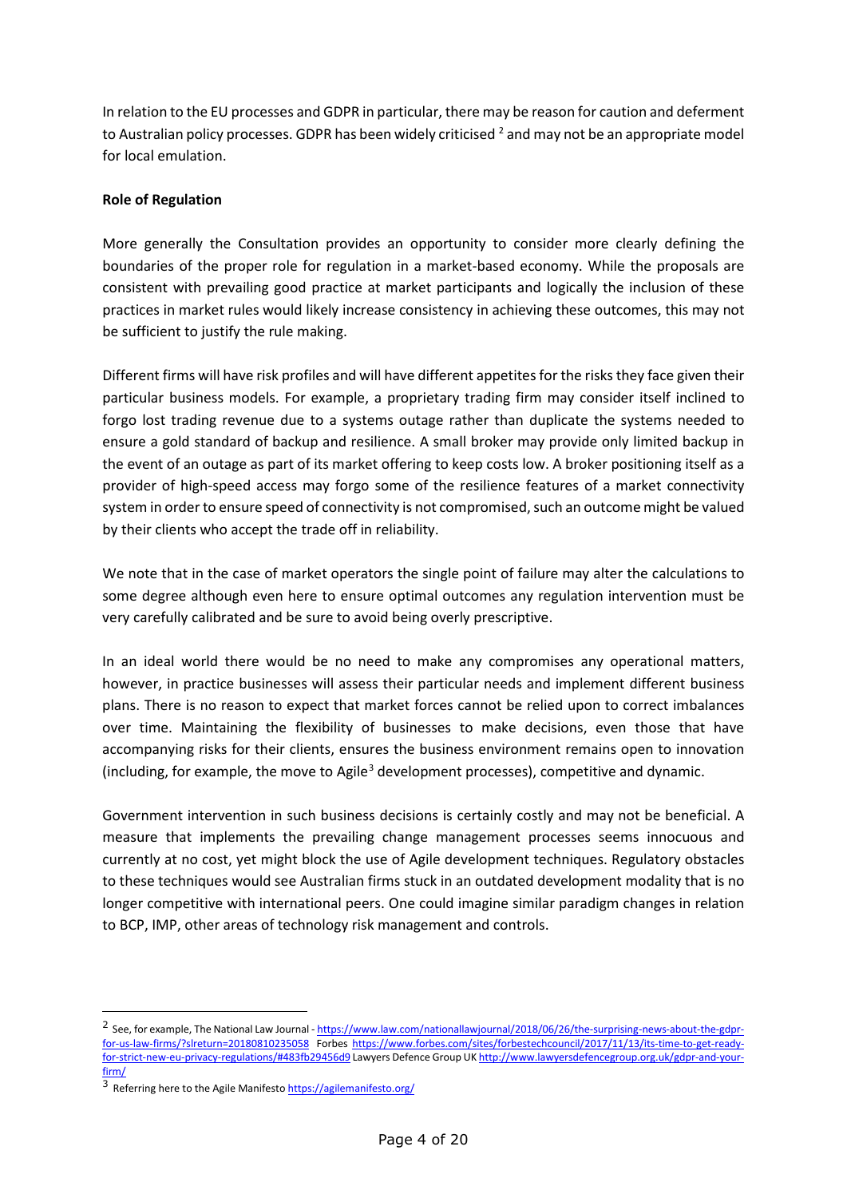In relation to the EU processes and GDPR in particular, there may be reason for caution and deferment to Australian policy processes. GDPR has been widely criticised [2] and may not be an appropriate model for local emulation.

**Role of Regulation**

More generally the Consultation provides an opportunity to consider more clearly defining the boundaries of the proper role for regulation in a market-based economy. While the proposals are consistent with prevailing good practice at market participants and logically the inclusion of these practices in market rules would likely increase consistency in achieving these outcomes, this may not be sufficient to justify the rule making.

Different firms will have risk profiles and will have different appetites for the risks they face given their particular business models. For example, a proprietary trading firm may consider itself inclined to forgo lost trading revenue due to a systems outage rather than duplicate the systems needed to ensure a gold standard of backup and resilience. A small broker may provide only limited backup in the event of an outage as part of its market offering to keep costs low. A broker positioning itself as a provider of high-speed access may forgo some of the resilience features of a market connectivity system in order to ensure speed of connectivity is not compromised, such an outcome might be valued by their clients who accept the trade off in reliability.

We note that in the case of market operators the single point of failure may alter the calculations to some degree although even here to ensure optimal outcomes any regulation intervention must be very carefully calibrated and be sure to avoid being overly prescriptive.

In an ideal world there would be no need to make any compromises any operational matters, however, in practice businesses will assess their particular needs and implement different business plans. There is no reason to expect that market forces cannot be relied upon to correct imbalances over time. Maintaining the flexibility of businesses to make decisions, even those that have accompanying risks for their clients, ensures the business environment remains open to innovation (including, for example, the move to Agile[3] development processes), competitive and dynamic.

Government intervention in such business decisions is certainly costly and may not be beneficial. A measure that implements the prevailing change management processes seems innocuous and currently at no cost, yet might block the use of Agile development techniques. Regulatory obstacles to these techniques would see Australian firms stuck in an outdated development modality that is no longer competitive with international peers. One could imagine similar paradigm changes in relation to BCP, IMP, other areas of technology risk management and controls.

---

[2] See, for example, The National Law Journal - https://www.law.com/nationallawjournal/2018/06/26/the-surprising-news-about-the-gdpr-for-us-law-firms/?slreturn=20180810235058 Forbes https://www.forbes.com/sites/forbestechcouncil/2017/11/13/its-time-to-get-ready-for-strict-new-eu-privacy-regulations/#483fb29456d9 Lawyers Defence Group UK http://www.lawyersdefencegroup.org.uk/gdpr-and-your-firm/

[3] Referring here to the Agile Manifesto https://agilemanifesto.org/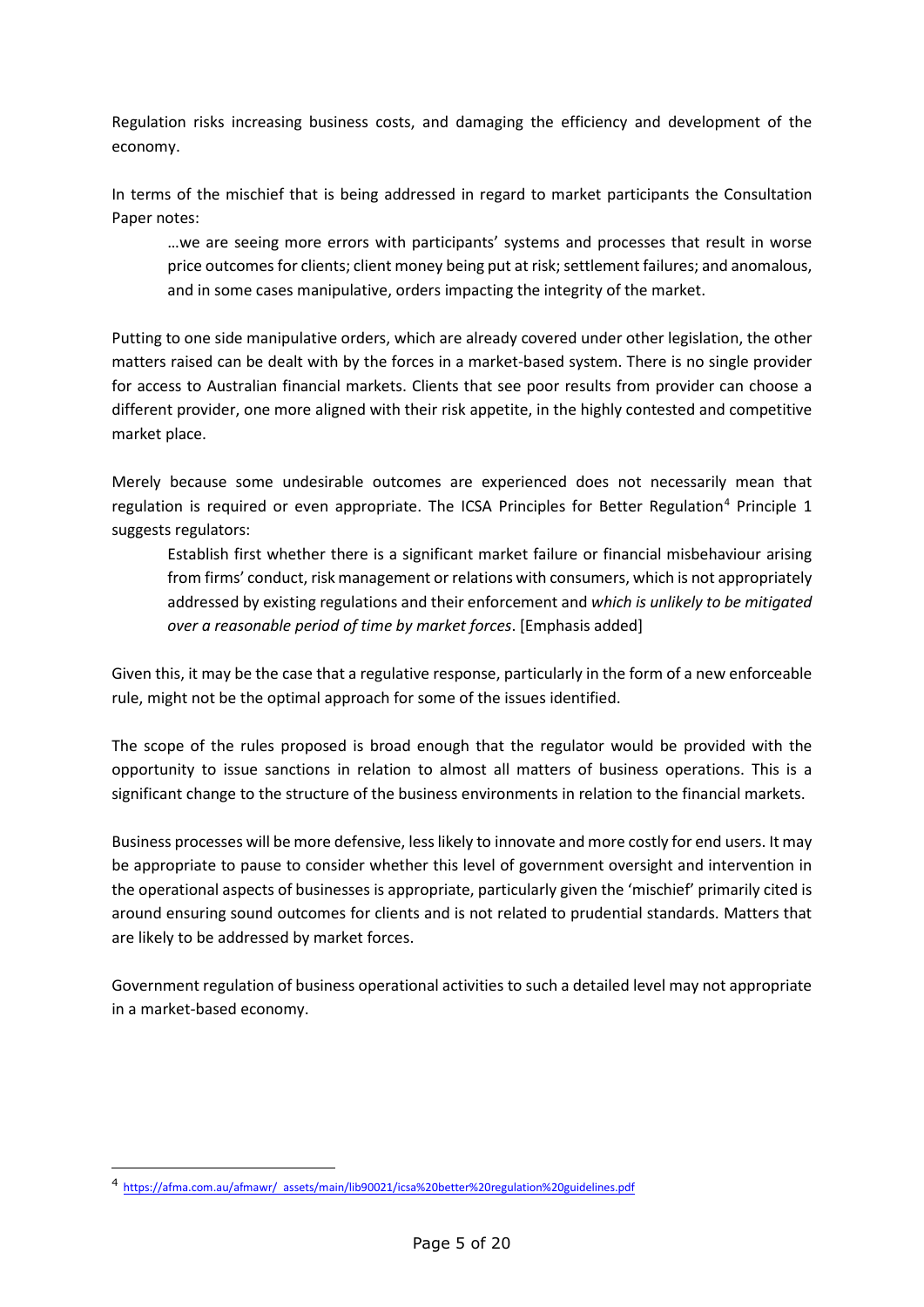Regulation risks increasing business costs, and damaging the efficiency and development of the economy.

In terms of the mischief that is being addressed in regard to market participants the Consultation Paper notes:

> …we are seeing more errors with participants' systems and processes that result in worse price outcomes for clients; client money being put at risk; settlement failures; and anomalous, and in some cases manipulative, orders impacting the integrity of the market.

Putting to one side manipulative orders, which are already covered under other legislation, the other matters raised can be dealt with by the forces in a market-based system. There is no single provider for access to Australian financial markets. Clients that see poor results from provider can choose a different provider, one more aligned with their risk appetite, in the highly contested and competitive market place.

Merely because some undesirable outcomes are experienced does not necessarily mean that regulation is required or even appropriate. The ICSA Principles for Better Regulation[4] Principle 1 suggests regulators:

> Establish first whether there is a significant market failure or financial misbehaviour arising from firms' conduct, risk management or relations with consumers, which is not appropriately addressed by existing regulations and their enforcement and *which is unlikely to be mitigated over a reasonable period of time by market forces*. [Emphasis added]

Given this, it may be the case that a regulative response, particularly in the form of a new enforceable rule, might not be the optimal approach for some of the issues identified.

The scope of the rules proposed is broad enough that the regulator would be provided with the opportunity to issue sanctions in relation to almost all matters of business operations. This is a significant change to the structure of the business environments in relation to the financial markets.

Business processes will be more defensive, less likely to innovate and more costly for end users. It may be appropriate to pause to consider whether this level of government oversight and intervention in the operational aspects of businesses is appropriate, particularly given the 'mischief' primarily cited is around ensuring sound outcomes for clients and is not related to prudential standards. Matters that are likely to be addressed by market forces.

Government regulation of business operational activities to such a detailed level may not appropriate in a market-based economy.

---

[4] https://afma.com.au/afmawr/_assets/main/lib90021/icsa%20better%20regulation%20guidelines.pdf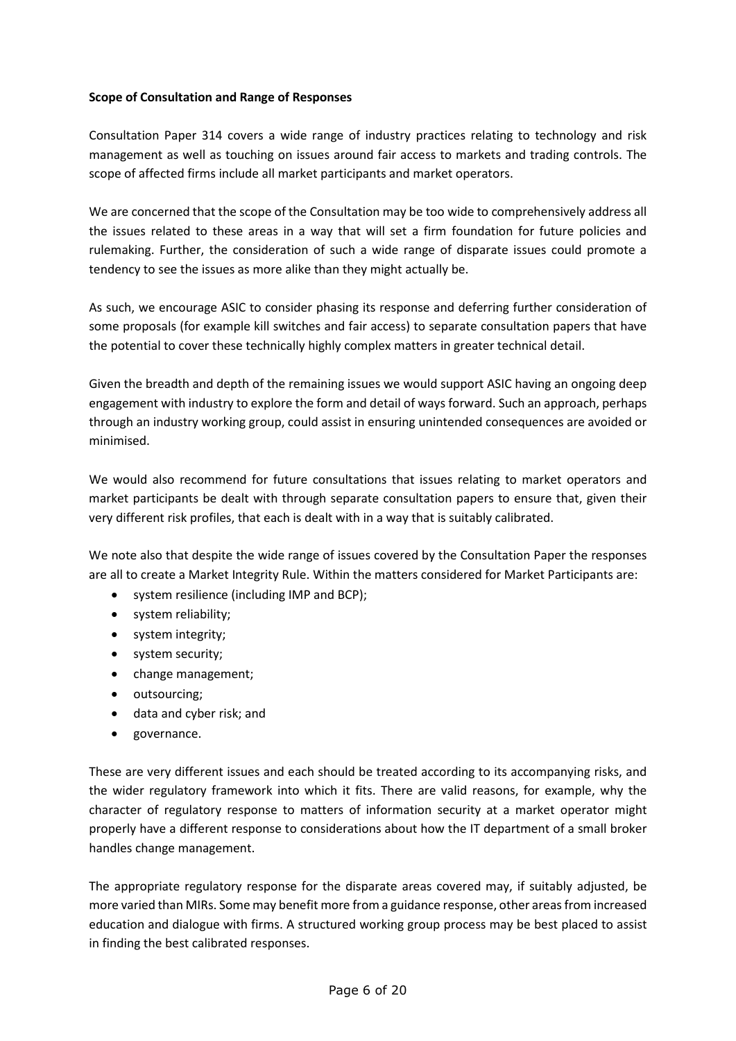**Scope of Consultation and Range of Responses**

Consultation Paper 314 covers a wide range of industry practices relating to technology and risk management as well as touching on issues around fair access to markets and trading controls. The scope of affected firms include all market participants and market operators.

We are concerned that the scope of the Consultation may be too wide to comprehensively address all the issues related to these areas in a way that will set a firm foundation for future policies and rulemaking. Further, the consideration of such a wide range of disparate issues could promote a tendency to see the issues as more alike than they might actually be.

As such, we encourage ASIC to consider phasing its response and deferring further consideration of some proposals (for example kill switches and fair access) to separate consultation papers that have the potential to cover these technically highly complex matters in greater technical detail.

Given the breadth and depth of the remaining issues we would support ASIC having an ongoing deep engagement with industry to explore the form and detail of ways forward. Such an approach, perhaps through an industry working group, could assist in ensuring unintended consequences are avoided or minimised.

We would also recommend for future consultations that issues relating to market operators and market participants be dealt with through separate consultation papers to ensure that, given their very different risk profiles, that each is dealt with in a way that is suitably calibrated.

We note also that despite the wide range of issues covered by the Consultation Paper the responses are all to create a Market Integrity Rule. Within the matters considered for Market Participants are:

- system resilience (including IMP and BCP);
- system reliability;
- system integrity;
- system security;
- change management;
- outsourcing;
- data and cyber risk; and
- governance.

These are very different issues and each should be treated according to its accompanying risks, and the wider regulatory framework into which it fits. There are valid reasons, for example, why the character of regulatory response to matters of information security at a market operator might properly have a different response to considerations about how the IT department of a small broker handles change management.

The appropriate regulatory response for the disparate areas covered may, if suitably adjusted, be more varied than MIRs. Some may benefit more from a guidance response, other areas from increased education and dialogue with firms. A structured working group process may be best placed to assist in finding the best calibrated responses.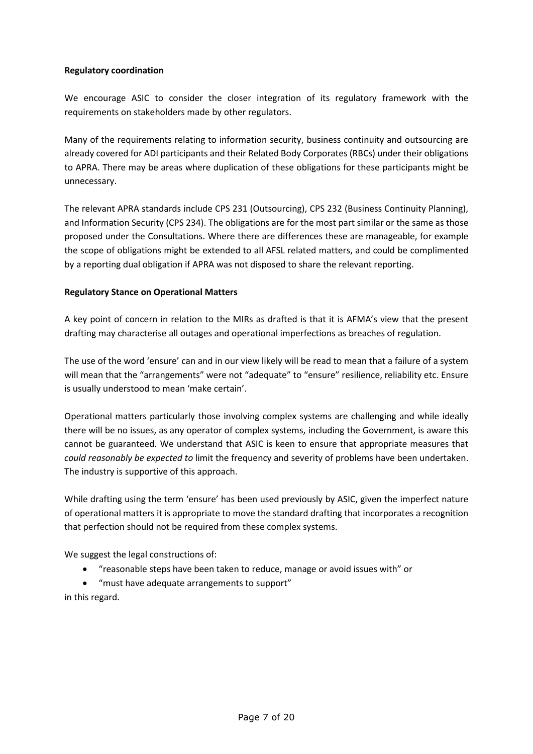**Regulatory coordination**

We encourage ASIC to consider the closer integration of its regulatory framework with the requirements on stakeholders made by other regulators.

Many of the requirements relating to information security, business continuity and outsourcing are already covered for ADI participants and their Related Body Corporates (RBCs) under their obligations to APRA. There may be areas where duplication of these obligations for these participants might be unnecessary.

The relevant APRA standards include CPS 231 (Outsourcing), CPS 232 (Business Continuity Planning), and Information Security (CPS 234). The obligations are for the most part similar or the same as those proposed under the Consultations. Where there are differences these are manageable, for example the scope of obligations might be extended to all AFSL related matters, and could be complimented by a reporting dual obligation if APRA was not disposed to share the relevant reporting.

**Regulatory Stance on Operational Matters**

A key point of concern in relation to the MIRs as drafted is that it is AFMA's view that the present drafting may characterise all outages and operational imperfections as breaches of regulation.

The use of the word 'ensure' can and in our view likely will be read to mean that a failure of a system will mean that the "arrangements" were not "adequate" to "ensure" resilience, reliability etc. Ensure is usually understood to mean 'make certain'.

Operational matters particularly those involving complex systems are challenging and while ideally there will be no issues, as any operator of complex systems, including the Government, is aware this cannot be guaranteed. We understand that ASIC is keen to ensure that appropriate measures that *could reasonably be expected to* limit the frequency and severity of problems have been undertaken. The industry is supportive of this approach.

While drafting using the term 'ensure' has been used previously by ASIC, given the imperfect nature of operational matters it is appropriate to move the standard drafting that incorporates a recognition that perfection should not be required from these complex systems.

We suggest the legal constructions of:

- "reasonable steps have been taken to reduce, manage or avoid issues with" or
- "must have adequate arrangements to support"

in this regard.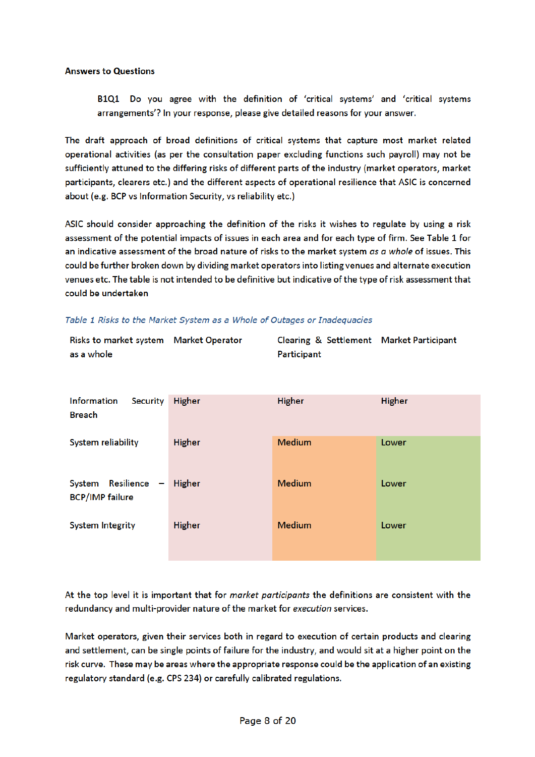**Answers to Questions**

> B1Q1 Do you agree with the definition of 'critical systems' and 'critical systems arrangements'? In your response, please give detailed reasons for your answer.

The draft approach of broad definitions of critical systems that capture most market related operational activities (as per the consultation paper excluding functions such payroll) may not be sufficiently attuned to the differing risks of different parts of the industry (market operators, market participants, clearers etc.) and the different aspects of operational resilience that ASIC is concerned about (e.g. BCP vs Information Security, vs reliability etc.)

ASIC should consider approaching the definition of the risks it wishes to regulate by using a risk assessment of the potential impacts of issues in each area and for each type of firm. See Table 1 for an indicative assessment of the broad nature of risks to the market system *as a whole* of issues. This could be further broken down by dividing market operators into listing venues and alternate execution venues etc. The table is not intended to be definitive but indicative of the type of risk assessment that could be undertaken

*Table 1 Risks to the Market System as a Whole of Outages or Inadequacies*

| Risks to market system as a whole | Market Operator | Clearing & Settlement Participant | Market Participant |
|---|---|---|---|
| Information Security Breach | Higher | Higher | Higher |
| System reliability | Higher | Medium | Lower |
| System Resilience – BCP/IMP failure | Higher | Medium | Lower |
| System Integrity | Higher | Medium | Lower |

At the top level it is important that for *market participants* the definitions are consistent with the redundancy and multi-provider nature of the market for *execution* services.

Market operators, given their services both in regard to execution of certain products and clearing and settlement, can be single points of failure for the industry, and would sit at a higher point on the risk curve. These may be areas where the appropriate response could be the application of an existing regulatory standard (e.g. CPS 234) or carefully calibrated regulations.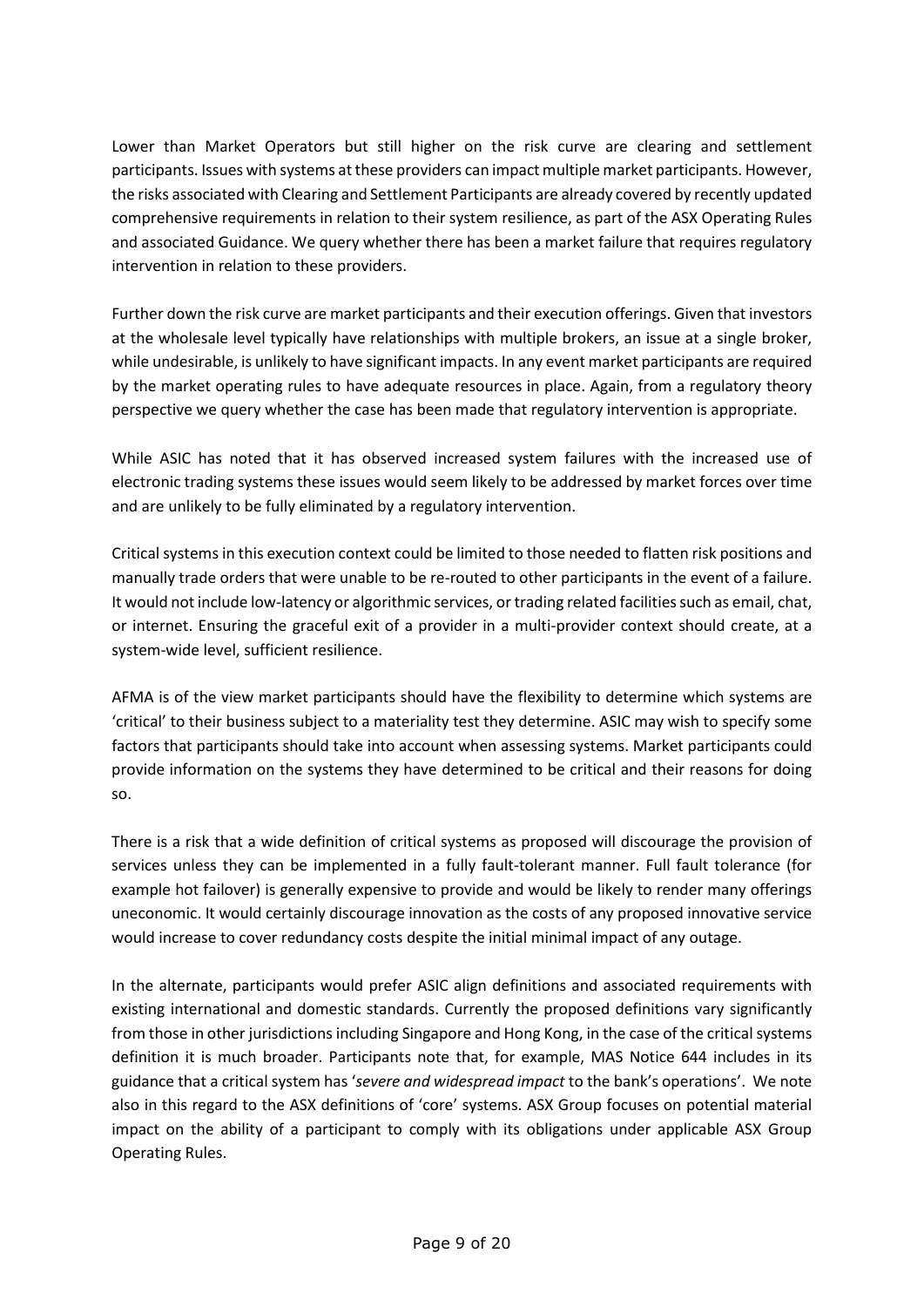Lower than Market Operators but still higher on the risk curve are clearing and settlement participants. Issues with systems at these providers can impact multiple market participants. However, the risks associated with Clearing and Settlement Participants are already covered by recently updated comprehensive requirements in relation to their system resilience, as part of the ASX Operating Rules and associated Guidance. We query whether there has been a market failure that requires regulatory intervention in relation to these providers.

Further down the risk curve are market participants and their execution offerings. Given that investors at the wholesale level typically have relationships with multiple brokers, an issue at a single broker, while undesirable, is unlikely to have significant impacts. In any event market participants are required by the market operating rules to have adequate resources in place. Again, from a regulatory theory perspective we query whether the case has been made that regulatory intervention is appropriate.

While ASIC has noted that it has observed increased system failures with the increased use of electronic trading systems these issues would seem likely to be addressed by market forces over time and are unlikely to be fully eliminated by a regulatory intervention.

Critical systems in this execution context could be limited to those needed to flatten risk positions and manually trade orders that were unable to be re-routed to other participants in the event of a failure. It would not include low-latency or algorithmic services, or trading related facilities such as email, chat, or internet. Ensuring the graceful exit of a provider in a multi-provider context should create, at a system-wide level, sufficient resilience.

AFMA is of the view market participants should have the flexibility to determine which systems are 'critical' to their business subject to a materiality test they determine. ASIC may wish to specify some factors that participants should take into account when assessing systems. Market participants could provide information on the systems they have determined to be critical and their reasons for doing so.

There is a risk that a wide definition of critical systems as proposed will discourage the provision of services unless they can be implemented in a fully fault-tolerant manner. Full fault tolerance (for example hot failover) is generally expensive to provide and would be likely to render many offerings uneconomic. It would certainly discourage innovation as the costs of any proposed innovative service would increase to cover redundancy costs despite the initial minimal impact of any outage.

In the alternate, participants would prefer ASIC align definitions and associated requirements with existing international and domestic standards. Currently the proposed definitions vary significantly from those in other jurisdictions including Singapore and Hong Kong, in the case of the critical systems definition it is much broader. Participants note that, for example, MAS Notice 644 includes in its guidance that a critical system has '*severe and widespread impact* to the bank's operations'. We note also in this regard to the ASX definitions of 'core' systems. ASX Group focuses on potential material impact on the ability of a participant to comply with its obligations under applicable ASX Group Operating Rules.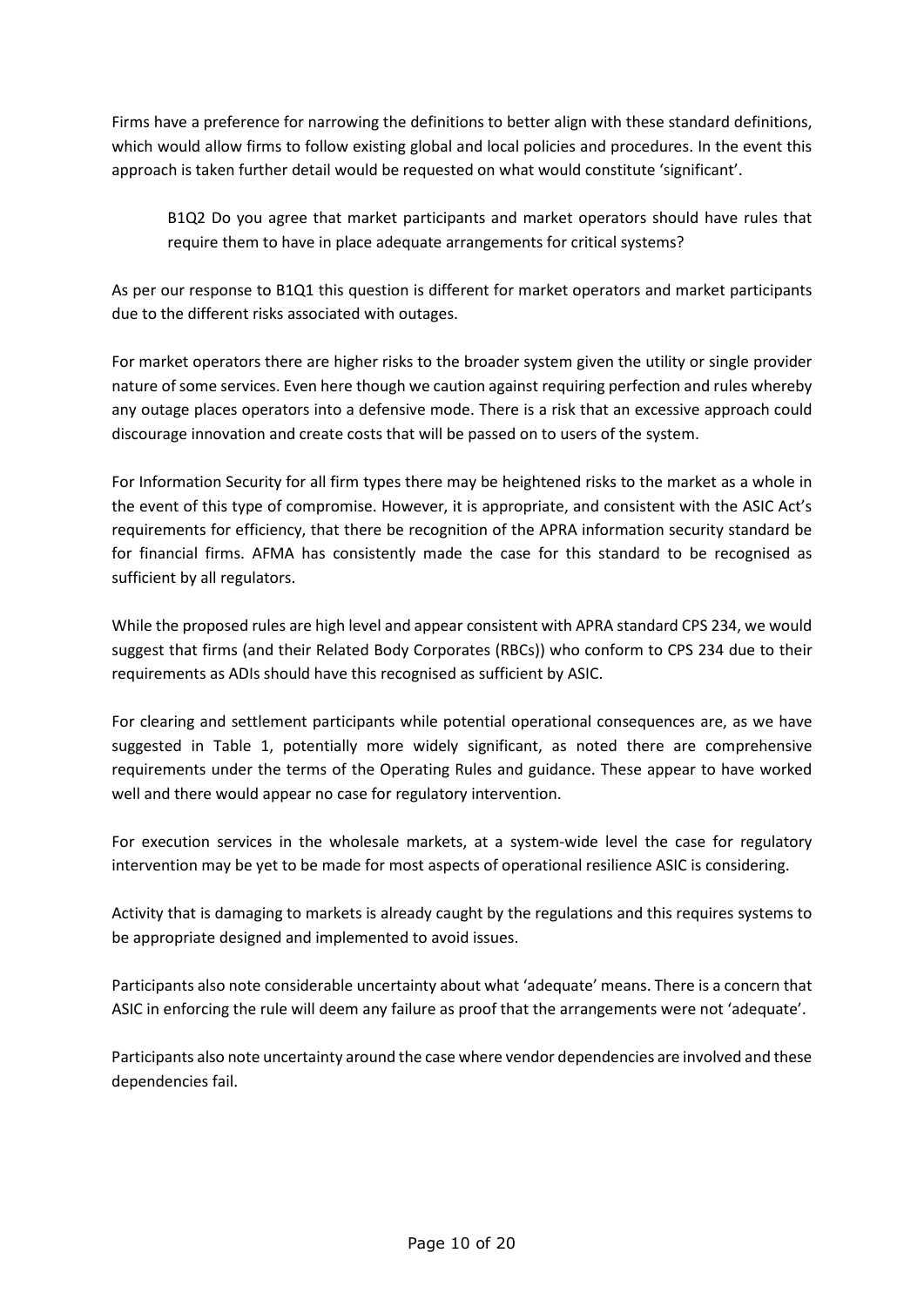Firms have a preference for narrowing the definitions to better align with these standard definitions, which would allow firms to follow existing global and local policies and procedures. In the event this approach is taken further detail would be requested on what would constitute 'significant'.

> B1Q2 Do you agree that market participants and market operators should have rules that require them to have in place adequate arrangements for critical systems?

As per our response to B1Q1 this question is different for market operators and market participants due to the different risks associated with outages.

For market operators there are higher risks to the broader system given the utility or single provider nature of some services. Even here though we caution against requiring perfection and rules whereby any outage places operators into a defensive mode. There is a risk that an excessive approach could discourage innovation and create costs that will be passed on to users of the system.

For Information Security for all firm types there may be heightened risks to the market as a whole in the event of this type of compromise. However, it is appropriate, and consistent with the ASIC Act's requirements for efficiency, that there be recognition of the APRA information security standard be for financial firms. AFMA has consistently made the case for this standard to be recognised as sufficient by all regulators.

While the proposed rules are high level and appear consistent with APRA standard CPS 234, we would suggest that firms (and their Related Body Corporates (RBCs)) who conform to CPS 234 due to their requirements as ADIs should have this recognised as sufficient by ASIC.

For clearing and settlement participants while potential operational consequences are, as we have suggested in Table 1, potentially more widely significant, as noted there are comprehensive requirements under the terms of the Operating Rules and guidance. These appear to have worked well and there would appear no case for regulatory intervention.

For execution services in the wholesale markets, at a system-wide level the case for regulatory intervention may be yet to be made for most aspects of operational resilience ASIC is considering.

Activity that is damaging to markets is already caught by the regulations and this requires systems to be appropriate designed and implemented to avoid issues.

Participants also note considerable uncertainty about what 'adequate' means. There is a concern that ASIC in enforcing the rule will deem any failure as proof that the arrangements were not 'adequate'.

Participants also note uncertainty around the case where vendor dependencies are involved and these dependencies fail.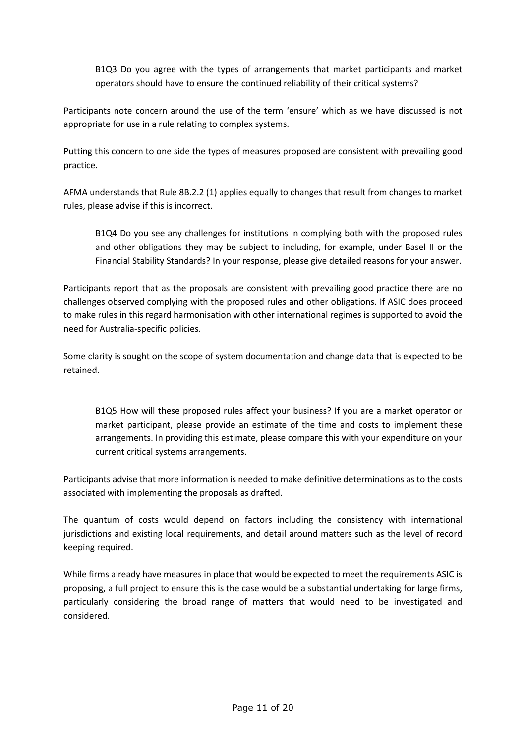> B1Q3 Do you agree with the types of arrangements that market participants and market operators should have to ensure the continued reliability of their critical systems?

Participants note concern around the use of the term 'ensure' which as we have discussed is not appropriate for use in a rule relating to complex systems.

Putting this concern to one side the types of measures proposed are consistent with prevailing good practice.

AFMA understands that Rule 8B.2.2 (1) applies equally to changes that result from changes to market rules, please advise if this is incorrect.

> B1Q4 Do you see any challenges for institutions in complying both with the proposed rules and other obligations they may be subject to including, for example, under Basel II or the Financial Stability Standards? In your response, please give detailed reasons for your answer.

Participants report that as the proposals are consistent with prevailing good practice there are no challenges observed complying with the proposed rules and other obligations. If ASIC does proceed to make rules in this regard harmonisation with other international regimes is supported to avoid the need for Australia-specific policies.

Some clarity is sought on the scope of system documentation and change data that is expected to be retained.

> B1Q5 How will these proposed rules affect your business? If you are a market operator or market participant, please provide an estimate of the time and costs to implement these arrangements. In providing this estimate, please compare this with your expenditure on your current critical systems arrangements.

Participants advise that more information is needed to make definitive determinations as to the costs associated with implementing the proposals as drafted.

The quantum of costs would depend on factors including the consistency with international jurisdictions and existing local requirements, and detail around matters such as the level of record keeping required.

While firms already have measures in place that would be expected to meet the requirements ASIC is proposing, a full project to ensure this is the case would be a substantial undertaking for large firms, particularly considering the broad range of matters that would need to be investigated and considered.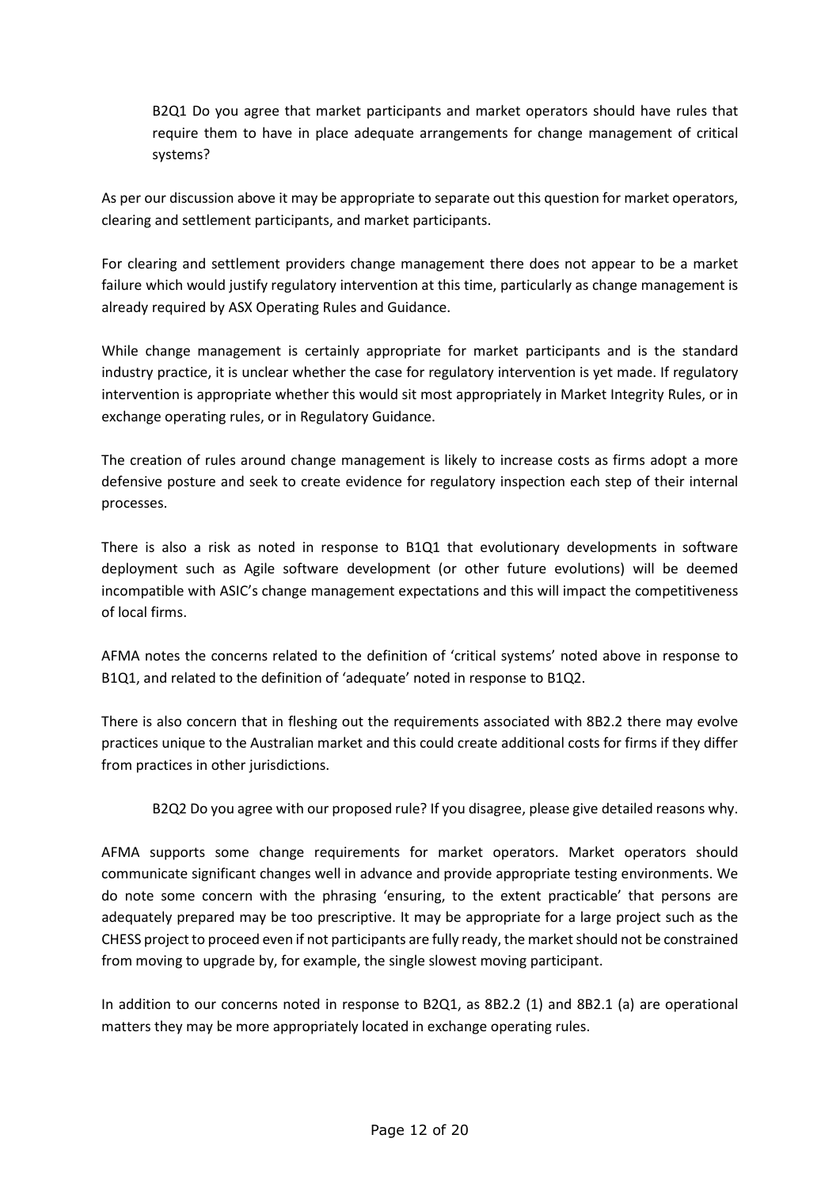> B2Q1 Do you agree that market participants and market operators should have rules that require them to have in place adequate arrangements for change management of critical systems?

As per our discussion above it may be appropriate to separate out this question for market operators, clearing and settlement participants, and market participants.

For clearing and settlement providers change management there does not appear to be a market failure which would justify regulatory intervention at this time, particularly as change management is already required by ASX Operating Rules and Guidance.

While change management is certainly appropriate for market participants and is the standard industry practice, it is unclear whether the case for regulatory intervention is yet made. If regulatory intervention is appropriate whether this would sit most appropriately in Market Integrity Rules, or in exchange operating rules, or in Regulatory Guidance.

The creation of rules around change management is likely to increase costs as firms adopt a more defensive posture and seek to create evidence for regulatory inspection each step of their internal processes.

There is also a risk as noted in response to B1Q1 that evolutionary developments in software deployment such as Agile software development (or other future evolutions) will be deemed incompatible with ASIC's change management expectations and this will impact the competitiveness of local firms.

AFMA notes the concerns related to the definition of 'critical systems' noted above in response to B1Q1, and related to the definition of 'adequate' noted in response to B1Q2.

There is also concern that in fleshing out the requirements associated with 8B2.2 there may evolve practices unique to the Australian market and this could create additional costs for firms if they differ from practices in other jurisdictions.

> B2Q2 Do you agree with our proposed rule? If you disagree, please give detailed reasons why.

AFMA supports some change requirements for market operators. Market operators should communicate significant changes well in advance and provide appropriate testing environments. We do note some concern with the phrasing 'ensuring, to the extent practicable' that persons are adequately prepared may be too prescriptive. It may be appropriate for a large project such as the CHESS project to proceed even if not participants are fully ready, the market should not be constrained from moving to upgrade by, for example, the single slowest moving participant.

In addition to our concerns noted in response to B2Q1, as 8B2.2 (1) and 8B2.1 (a) are operational matters they may be more appropriately located in exchange operating rules.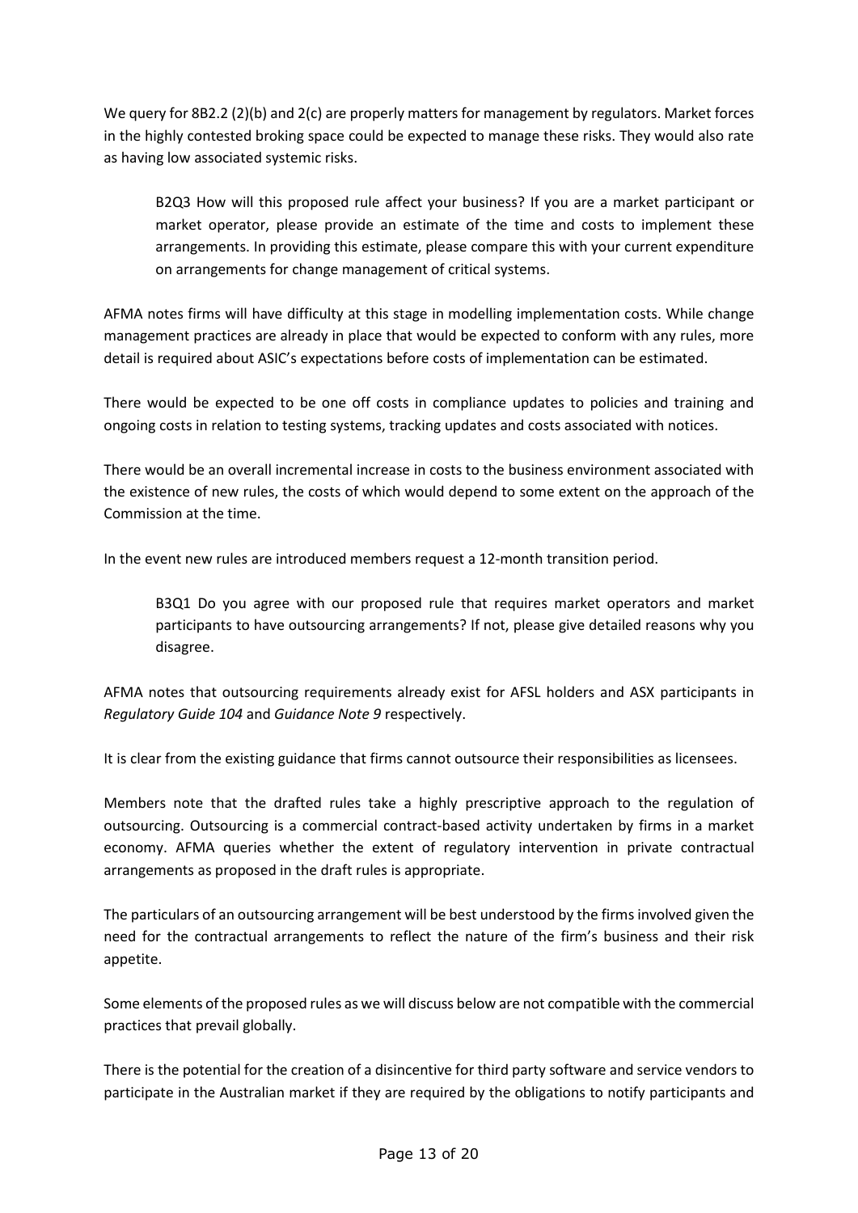We query for 8B2.2 (2)(b) and 2(c) are properly matters for management by regulators. Market forces in the highly contested broking space could be expected to manage these risks. They would also rate as having low associated systemic risks.

> B2Q3 How will this proposed rule affect your business? If you are a market participant or market operator, please provide an estimate of the time and costs to implement these arrangements. In providing this estimate, please compare this with your current expenditure on arrangements for change management of critical systems.

AFMA notes firms will have difficulty at this stage in modelling implementation costs. While change management practices are already in place that would be expected to conform with any rules, more detail is required about ASIC's expectations before costs of implementation can be estimated.

There would be expected to be one off costs in compliance updates to policies and training and ongoing costs in relation to testing systems, tracking updates and costs associated with notices.

There would be an overall incremental increase in costs to the business environment associated with the existence of new rules, the costs of which would depend to some extent on the approach of the Commission at the time.

In the event new rules are introduced members request a 12-month transition period.

> B3Q1 Do you agree with our proposed rule that requires market operators and market participants to have outsourcing arrangements? If not, please give detailed reasons why you disagree.

AFMA notes that outsourcing requirements already exist for AFSL holders and ASX participants in *Regulatory Guide 104* and *Guidance Note 9* respectively.

It is clear from the existing guidance that firms cannot outsource their responsibilities as licensees.

Members note that the drafted rules take a highly prescriptive approach to the regulation of outsourcing. Outsourcing is a commercial contract-based activity undertaken by firms in a market economy. AFMA queries whether the extent of regulatory intervention in private contractual arrangements as proposed in the draft rules is appropriate.

The particulars of an outsourcing arrangement will be best understood by the firms involved given the need for the contractual arrangements to reflect the nature of the firm's business and their risk appetite.

Some elements of the proposed rules as we will discuss below are not compatible with the commercial practices that prevail globally.

There is the potential for the creation of a disincentive for third party software and service vendors to participate in the Australian market if they are required by the obligations to notify participants and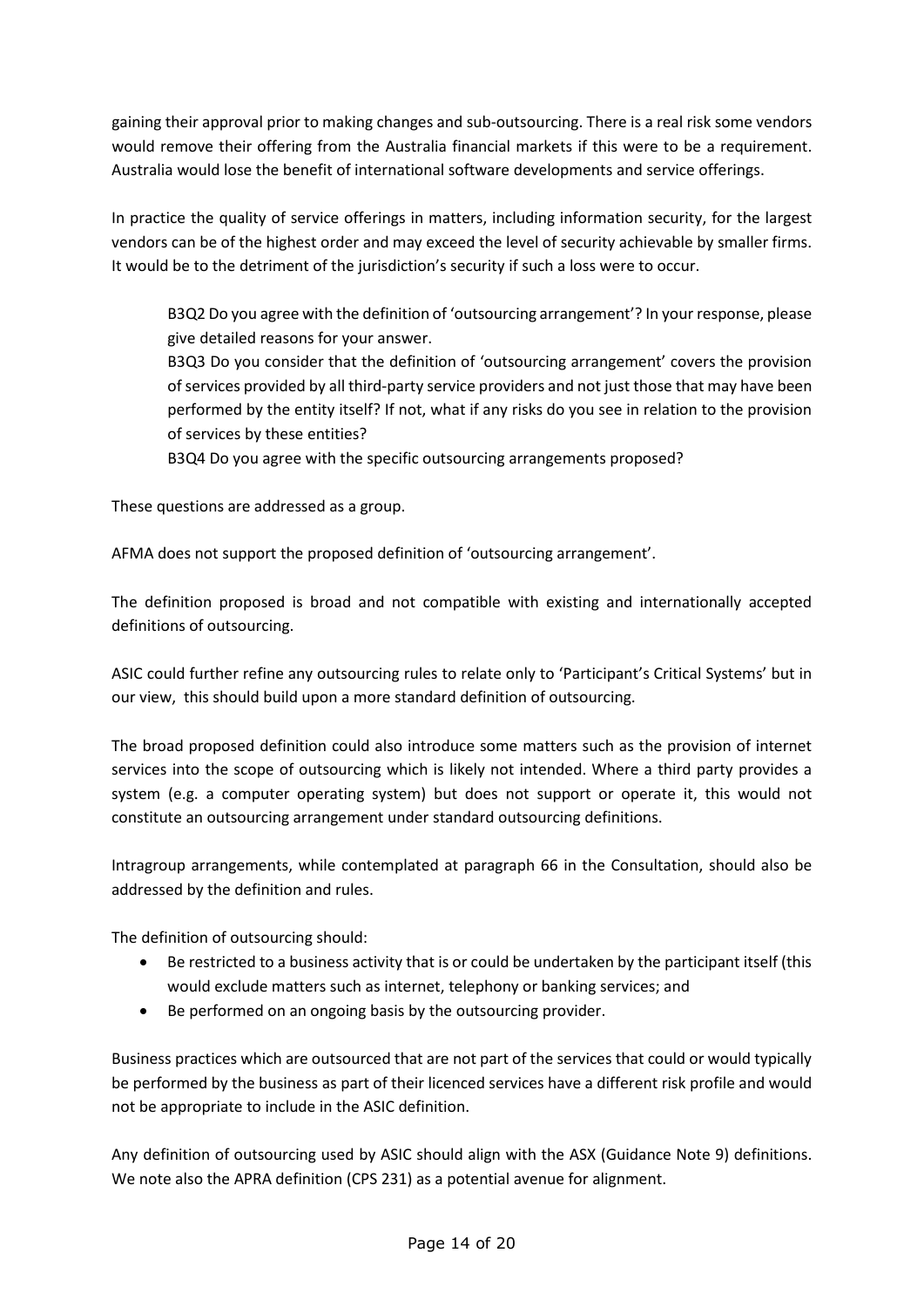gaining their approval prior to making changes and sub-outsourcing. There is a real risk some vendors would remove their offering from the Australia financial markets if this were to be a requirement. Australia would lose the benefit of international software developments and service offerings.

In practice the quality of service offerings in matters, including information security, for the largest vendors can be of the highest order and may exceed the level of security achievable by smaller firms. It would be to the detriment of the jurisdiction's security if such a loss were to occur.

> B3Q2 Do you agree with the definition of 'outsourcing arrangement'? In your response, please give detailed reasons for your answer.
>
> B3Q3 Do you consider that the definition of 'outsourcing arrangement' covers the provision of services provided by all third-party service providers and not just those that may have been performed by the entity itself? If not, what if any risks do you see in relation to the provision of services by these entities?
>
> B3Q4 Do you agree with the specific outsourcing arrangements proposed?

These questions are addressed as a group.

AFMA does not support the proposed definition of 'outsourcing arrangement'.

The definition proposed is broad and not compatible with existing and internationally accepted definitions of outsourcing.

ASIC could further refine any outsourcing rules to relate only to 'Participant's Critical Systems' but in our view, this should build upon a more standard definition of outsourcing.

The broad proposed definition could also introduce some matters such as the provision of internet services into the scope of outsourcing which is likely not intended. Where a third party provides a system (e.g. a computer operating system) but does not support or operate it, this would not constitute an outsourcing arrangement under standard outsourcing definitions.

Intragroup arrangements, while contemplated at paragraph 66 in the Consultation, should also be addressed by the definition and rules.

The definition of outsourcing should:

- Be restricted to a business activity that is or could be undertaken by the participant itself (this would exclude matters such as internet, telephony or banking services; and
- Be performed on an ongoing basis by the outsourcing provider.

Business practices which are outsourced that are not part of the services that could or would typically be performed by the business as part of their licenced services have a different risk profile and would not be appropriate to include in the ASIC definition.

Any definition of outsourcing used by ASIC should align with the ASX (Guidance Note 9) definitions. We note also the APRA definition (CPS 231) as a potential avenue for alignment.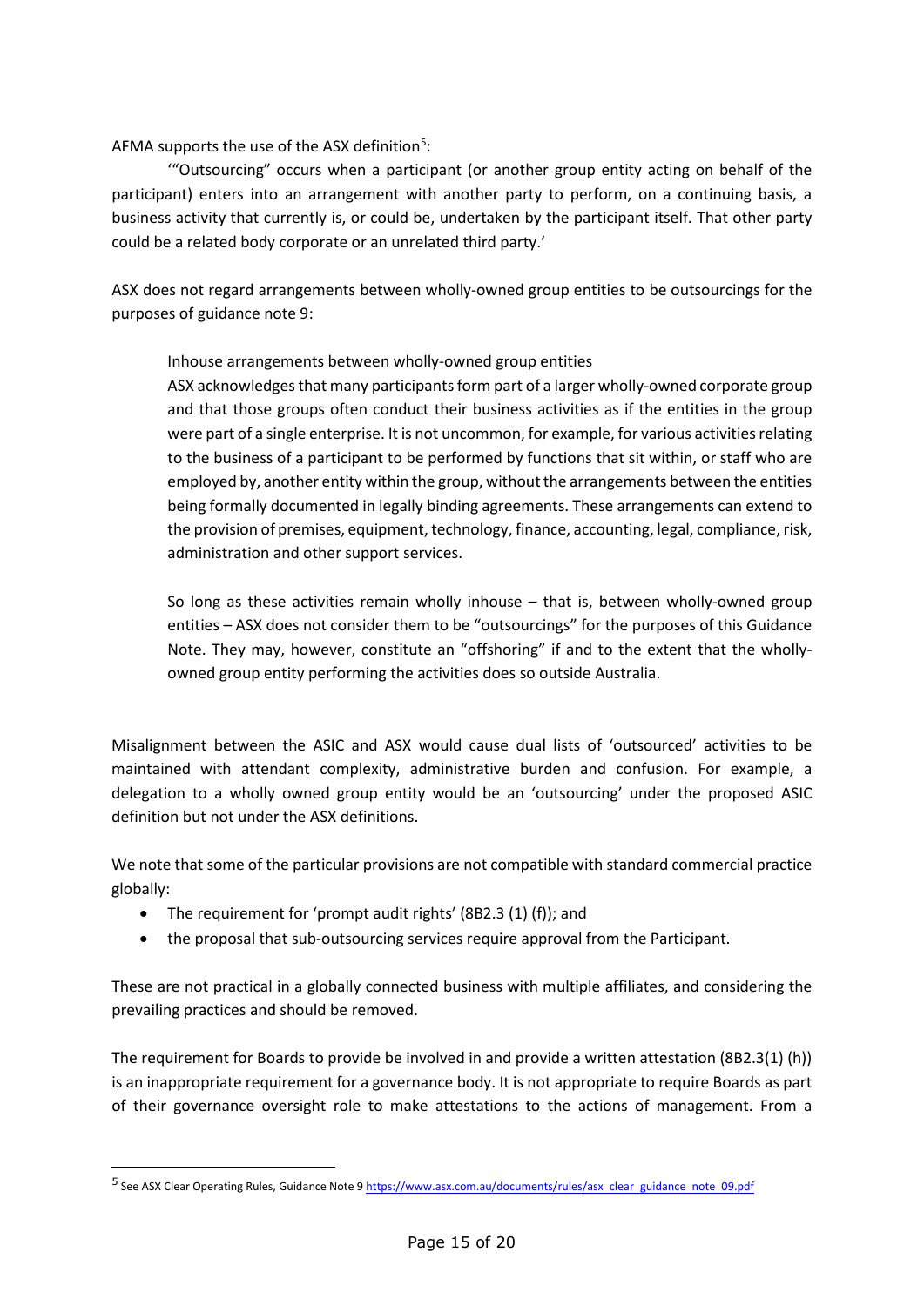AFMA supports the use of the ASX definition[5]:

'"Outsourcing" occurs when a participant (or another group entity acting on behalf of the participant) enters into an arrangement with another party to perform, on a continuing basis, a business activity that currently is, or could be, undertaken by the participant itself. That other party could be a related body corporate or an unrelated third party.'

ASX does not regard arrangements between wholly-owned group entities to be outsourcings for the purposes of guidance note 9:

> Inhouse arrangements between wholly-owned group entities
>
> ASX acknowledges that many participants form part of a larger wholly-owned corporate group and that those groups often conduct their business activities as if the entities in the group were part of a single enterprise. It is not uncommon, for example, for various activities relating to the business of a participant to be performed by functions that sit within, or staff who are employed by, another entity within the group, without the arrangements between the entities being formally documented in legally binding agreements. These arrangements can extend to the provision of premises, equipment, technology, finance, accounting, legal, compliance, risk, administration and other support services.
>
> So long as these activities remain wholly inhouse – that is, between wholly-owned group entities – ASX does not consider them to be "outsourcings" for the purposes of this Guidance Note. They may, however, constitute an "offshoring" if and to the extent that the wholly-owned group entity performing the activities does so outside Australia.

Misalignment between the ASIC and ASX would cause dual lists of 'outsourced' activities to be maintained with attendant complexity, administrative burden and confusion. For example, a delegation to a wholly owned group entity would be an 'outsourcing' under the proposed ASIC definition but not under the ASX definitions.

We note that some of the particular provisions are not compatible with standard commercial practice globally:

- The requirement for 'prompt audit rights' (8B2.3 (1) (f)); and
- the proposal that sub-outsourcing services require approval from the Participant.

These are not practical in a globally connected business with multiple affiliates, and considering the prevailing practices and should be removed.

The requirement for Boards to provide be involved in and provide a written attestation (8B2.3(1) (h)) is an inappropriate requirement for a governance body. It is not appropriate to require Boards as part of their governance oversight role to make attestations to the actions of management. From a

[5] See ASX Clear Operating Rules, Guidance Note 9 https://www.asx.com.au/documents/rules/asx_clear_guidance_note_09.pdf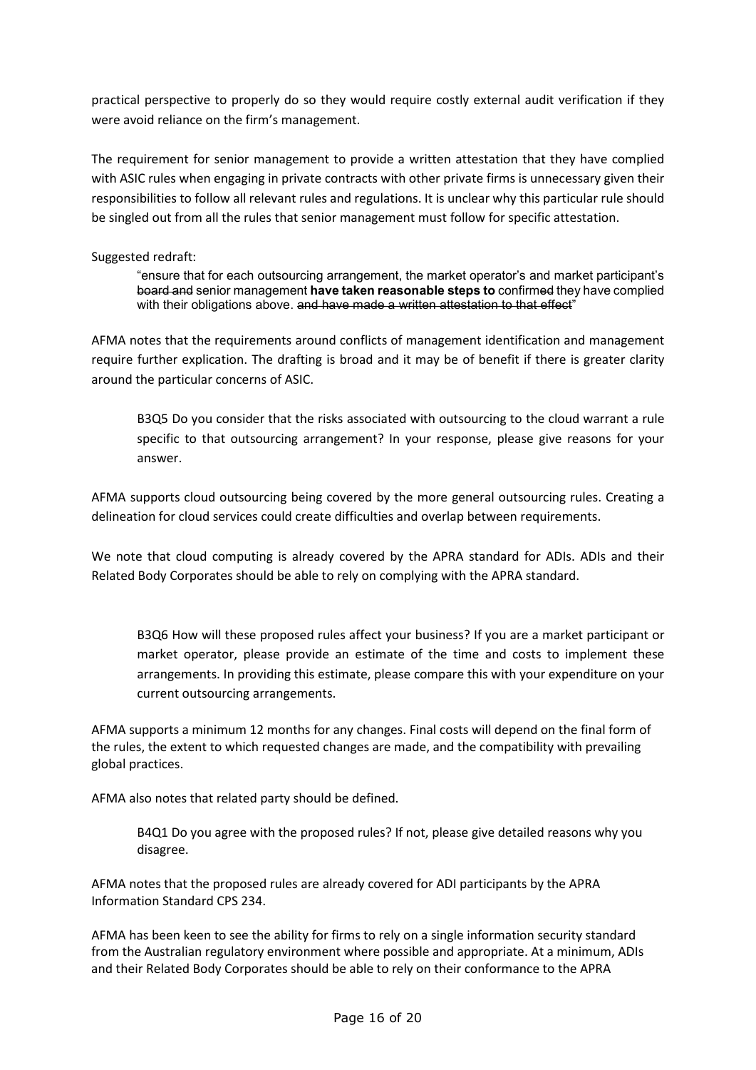practical perspective to properly do so they would require costly external audit verification if they were avoid reliance on the firm's management.

The requirement for senior management to provide a written attestation that they have complied with ASIC rules when engaging in private contracts with other private firms is unnecessary given their responsibilities to follow all relevant rules and regulations. It is unclear why this particular rule should be singled out from all the rules that senior management must follow for specific attestation.

Suggested redraft:

> "ensure that for each outsourcing arrangement, the market operator's and market participant's ~~board and~~ senior management **have taken reasonable steps to** confirm~~ed~~ they have complied with their obligations above. ~~and have made a written attestation to that effect~~"

AFMA notes that the requirements around conflicts of management identification and management require further explication. The drafting is broad and it may be of benefit if there is greater clarity around the particular concerns of ASIC.

> B3Q5 Do you consider that the risks associated with outsourcing to the cloud warrant a rule specific to that outsourcing arrangement? In your response, please give reasons for your answer.

AFMA supports cloud outsourcing being covered by the more general outsourcing rules. Creating a delineation for cloud services could create difficulties and overlap between requirements.

We note that cloud computing is already covered by the APRA standard for ADIs. ADIs and their Related Body Corporates should be able to rely on complying with the APRA standard.

> B3Q6 How will these proposed rules affect your business? If you are a market participant or market operator, please provide an estimate of the time and costs to implement these arrangements. In providing this estimate, please compare this with your expenditure on your current outsourcing arrangements.

AFMA supports a minimum 12 months for any changes. Final costs will depend on the final form of the rules, the extent to which requested changes are made, and the compatibility with prevailing global practices.

AFMA also notes that related party should be defined.

> B4Q1 Do you agree with the proposed rules? If not, please give detailed reasons why you disagree.

AFMA notes that the proposed rules are already covered for ADI participants by the APRA Information Standard CPS 234.

AFMA has been keen to see the ability for firms to rely on a single information security standard from the Australian regulatory environment where possible and appropriate. At a minimum, ADIs and their Related Body Corporates should be able to rely on their conformance to the APRA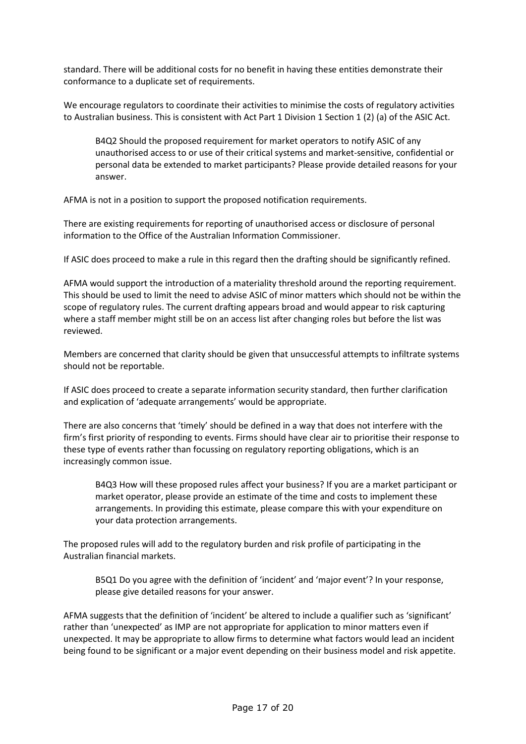standard. There will be additional costs for no benefit in having these entities demonstrate their conformance to a duplicate set of requirements.

We encourage regulators to coordinate their activities to minimise the costs of regulatory activities to Australian business. This is consistent with Act Part 1 Division 1 Section 1 (2) (a) of the ASIC Act.

> B4Q2 Should the proposed requirement for market operators to notify ASIC of any unauthorised access to or use of their critical systems and market-sensitive, confidential or personal data be extended to market participants? Please provide detailed reasons for your answer.

AFMA is not in a position to support the proposed notification requirements.

There are existing requirements for reporting of unauthorised access or disclosure of personal information to the Office of the Australian Information Commissioner.

If ASIC does proceed to make a rule in this regard then the drafting should be significantly refined.

AFMA would support the introduction of a materiality threshold around the reporting requirement. This should be used to limit the need to advise ASIC of minor matters which should not be within the scope of regulatory rules. The current drafting appears broad and would appear to risk capturing where a staff member might still be on an access list after changing roles but before the list was reviewed.

Members are concerned that clarity should be given that unsuccessful attempts to infiltrate systems should not be reportable.

If ASIC does proceed to create a separate information security standard, then further clarification and explication of 'adequate arrangements' would be appropriate.

There are also concerns that 'timely' should be defined in a way that does not interfere with the firm's first priority of responding to events. Firms should have clear air to prioritise their response to these type of events rather than focussing on regulatory reporting obligations, which is an increasingly common issue.

> B4Q3 How will these proposed rules affect your business? If you are a market participant or market operator, please provide an estimate of the time and costs to implement these arrangements. In providing this estimate, please compare this with your expenditure on your data protection arrangements.

The proposed rules will add to the regulatory burden and risk profile of participating in the Australian financial markets.

> B5Q1 Do you agree with the definition of 'incident' and 'major event'? In your response, please give detailed reasons for your answer.

AFMA suggests that the definition of 'incident' be altered to include a qualifier such as 'significant' rather than 'unexpected' as IMP are not appropriate for application to minor matters even if unexpected. It may be appropriate to allow firms to determine what factors would lead an incident being found to be significant or a major event depending on their business model and risk appetite.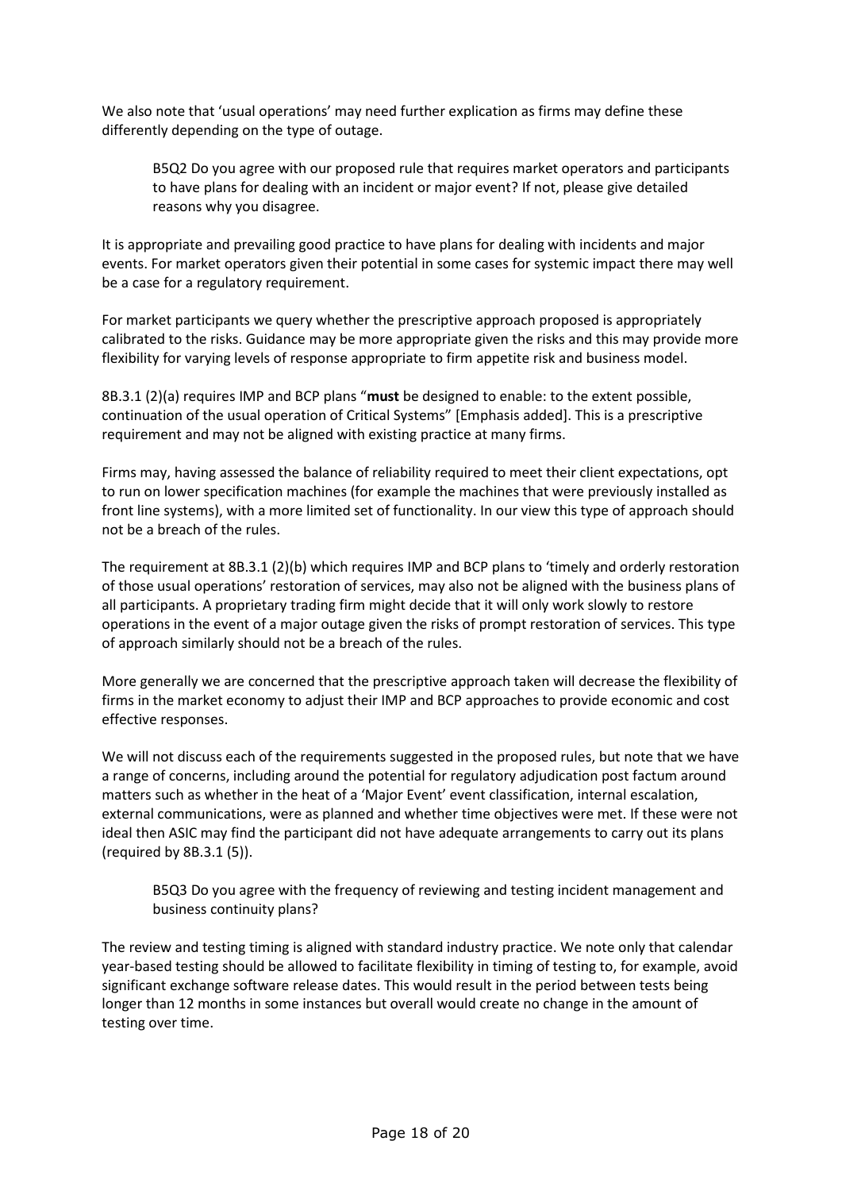We also note that 'usual operations' may need further explication as firms may define these differently depending on the type of outage.

> B5Q2 Do you agree with our proposed rule that requires market operators and participants to have plans for dealing with an incident or major event? If not, please give detailed reasons why you disagree.

It is appropriate and prevailing good practice to have plans for dealing with incidents and major events. For market operators given their potential in some cases for systemic impact there may well be a case for a regulatory requirement.

For market participants we query whether the prescriptive approach proposed is appropriately calibrated to the risks. Guidance may be more appropriate given the risks and this may provide more flexibility for varying levels of response appropriate to firm appetite risk and business model.

8B.3.1 (2)(a) requires IMP and BCP plans "**must** be designed to enable: to the extent possible, continuation of the usual operation of Critical Systems" [Emphasis added]. This is a prescriptive requirement and may not be aligned with existing practice at many firms.

Firms may, having assessed the balance of reliability required to meet their client expectations, opt to run on lower specification machines (for example the machines that were previously installed as front line systems), with a more limited set of functionality. In our view this type of approach should not be a breach of the rules.

The requirement at 8B.3.1 (2)(b) which requires IMP and BCP plans to 'timely and orderly restoration of those usual operations' restoration of services, may also not be aligned with the business plans of all participants. A proprietary trading firm might decide that it will only work slowly to restore operations in the event of a major outage given the risks of prompt restoration of services. This type of approach similarly should not be a breach of the rules.

More generally we are concerned that the prescriptive approach taken will decrease the flexibility of firms in the market economy to adjust their IMP and BCP approaches to provide economic and cost effective responses.

We will not discuss each of the requirements suggested in the proposed rules, but note that we have a range of concerns, including around the potential for regulatory adjudication post factum around matters such as whether in the heat of a 'Major Event' event classification, internal escalation, external communications, were as planned and whether time objectives were met. If these were not ideal then ASIC may find the participant did not have adequate arrangements to carry out its plans (required by 8B.3.1 (5)).

> B5Q3 Do you agree with the frequency of reviewing and testing incident management and business continuity plans?

The review and testing timing is aligned with standard industry practice. We note only that calendar year-based testing should be allowed to facilitate flexibility in timing of testing to, for example, avoid significant exchange software release dates. This would result in the period between tests being longer than 12 months in some instances but overall would create no change in the amount of testing over time.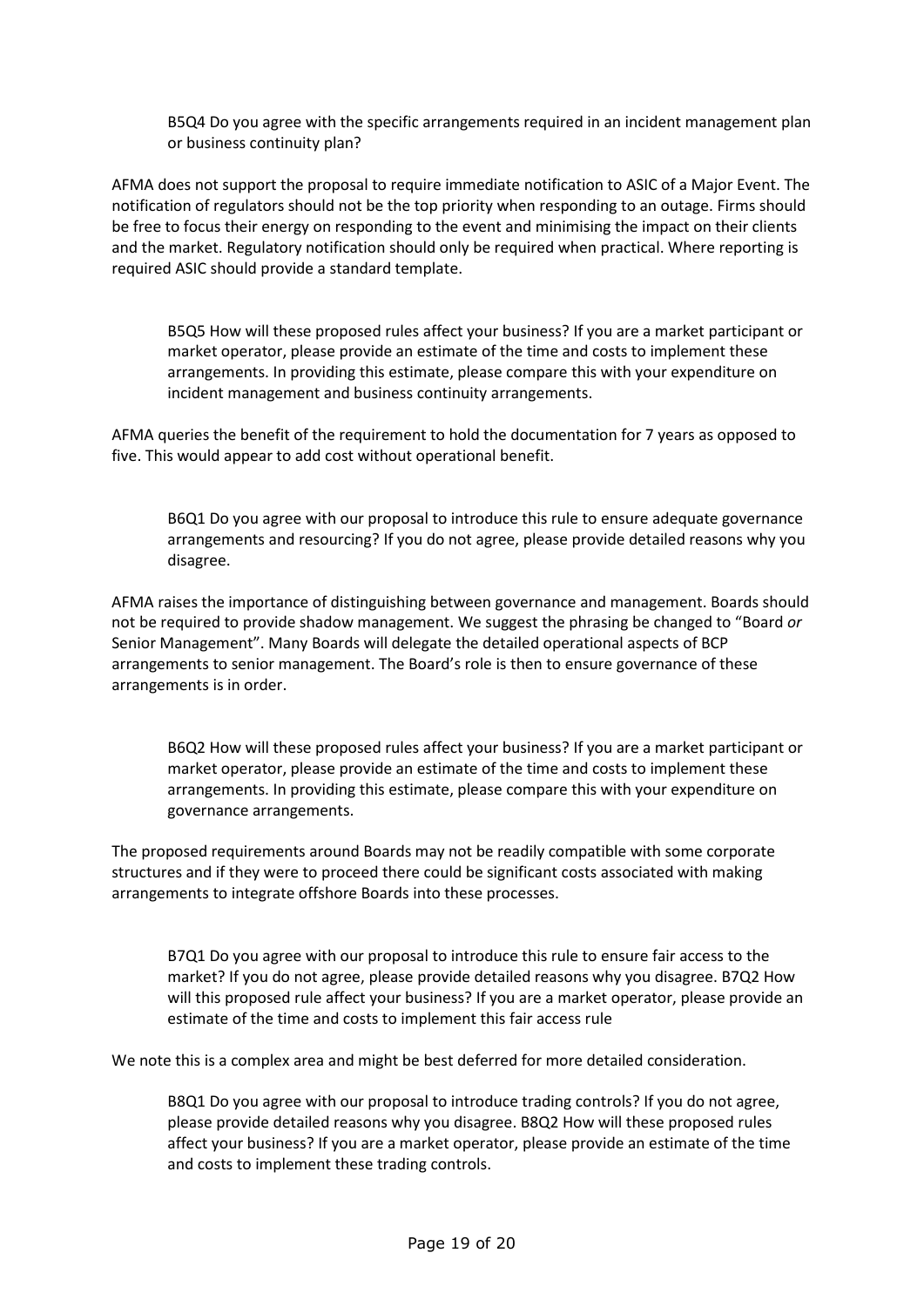> B5Q4 Do you agree with the specific arrangements required in an incident management plan or business continuity plan?

AFMA does not support the proposal to require immediate notification to ASIC of a Major Event. The notification of regulators should not be the top priority when responding to an outage. Firms should be free to focus their energy on responding to the event and minimising the impact on their clients and the market. Regulatory notification should only be required when practical. Where reporting is required ASIC should provide a standard template.

> B5Q5 How will these proposed rules affect your business? If you are a market participant or market operator, please provide an estimate of the time and costs to implement these arrangements. In providing this estimate, please compare this with your expenditure on incident management and business continuity arrangements.

AFMA queries the benefit of the requirement to hold the documentation for 7 years as opposed to five. This would appear to add cost without operational benefit.

> B6Q1 Do you agree with our proposal to introduce this rule to ensure adequate governance arrangements and resourcing? If you do not agree, please provide detailed reasons why you disagree.

AFMA raises the importance of distinguishing between governance and management. Boards should not be required to provide shadow management. We suggest the phrasing be changed to "Board *or* Senior Management". Many Boards will delegate the detailed operational aspects of BCP arrangements to senior management. The Board's role is then to ensure governance of these arrangements is in order.

> B6Q2 How will these proposed rules affect your business? If you are a market participant or market operator, please provide an estimate of the time and costs to implement these arrangements. In providing this estimate, please compare this with your expenditure on governance arrangements.

The proposed requirements around Boards may not be readily compatible with some corporate structures and if they were to proceed there could be significant costs associated with making arrangements to integrate offshore Boards into these processes.

> B7Q1 Do you agree with our proposal to introduce this rule to ensure fair access to the market? If you do not agree, please provide detailed reasons why you disagree. B7Q2 How will this proposed rule affect your business? If you are a market operator, please provide an estimate of the time and costs to implement this fair access rule

We note this is a complex area and might be best deferred for more detailed consideration.

> B8Q1 Do you agree with our proposal to introduce trading controls? If you do not agree, please provide detailed reasons why you disagree. B8Q2 How will these proposed rules affect your business? If you are a market operator, please provide an estimate of the time and costs to implement these trading controls.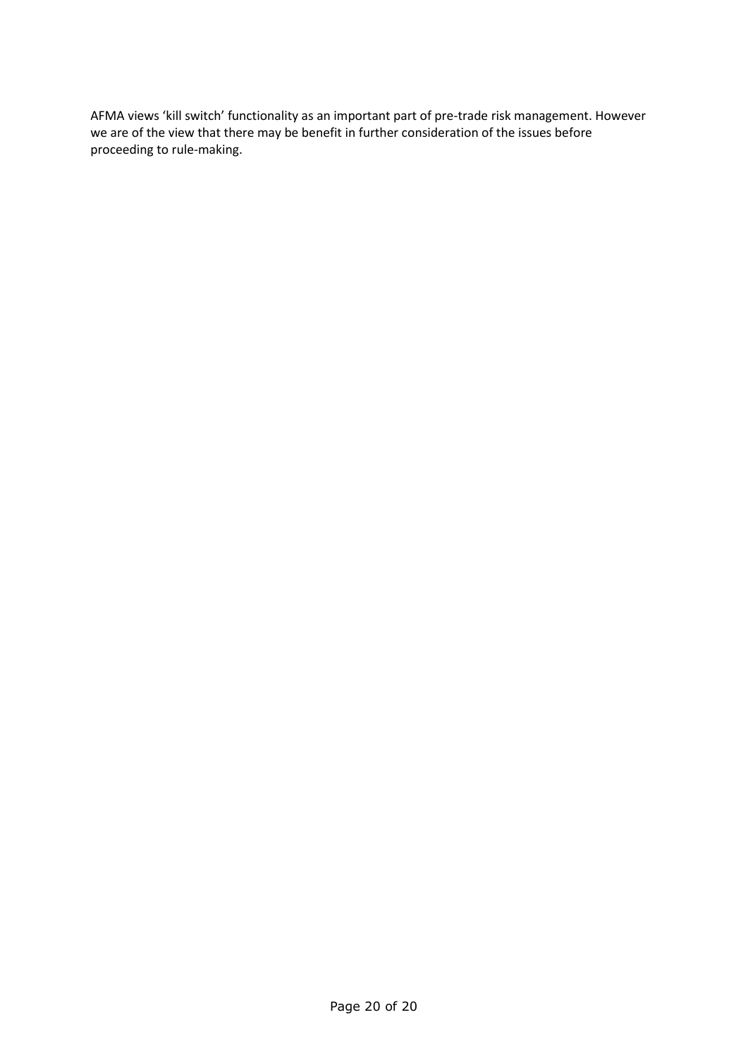AFMA views 'kill switch' functionality as an important part of pre-trade risk management. However we are of the view that there may be benefit in further consideration of the issues before proceeding to rule-making.